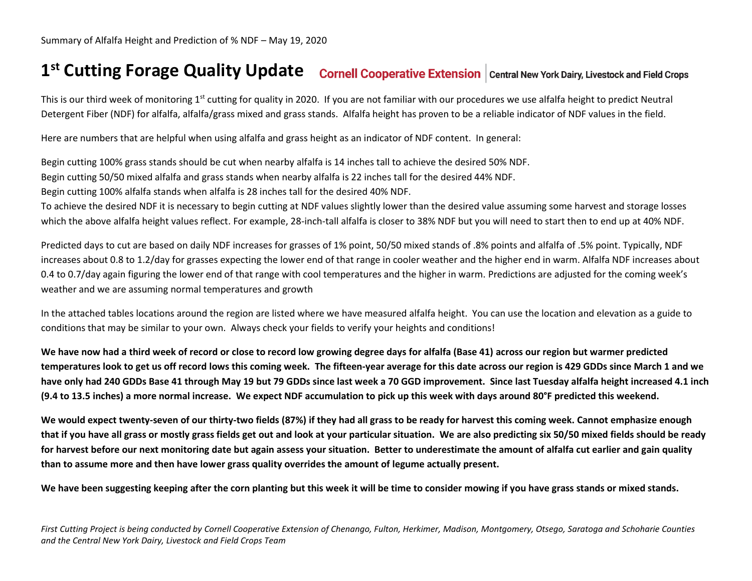Summary of Alfalfa Height and Prediction of % NDF – May 19, 2020

# 1st Cutting Forage Quality Update

**Cornell Cooperative Extension** | **Central New York Dairy, Livestock and Field Crops**

This is our third week of monitoring 1st cutting for quality in 2020. If you are not familiar with our procedures we use alfalfa height to predict Neutral Detergent Fiber (NDF) for alfalfa, alfalfa/grass mixed and grass stands. Alfalfa height has proven to be a reliable indicator of NDF values in the field.

Here are numbers that are helpful when using alfalfa and grass height as an indicator of NDF content. In general:

Begin cutting 100% grass stands should be cut when nearby alfalfa is 14 inches tall to achieve the desired 50% NDF.
Begin cutting 50/50 mixed alfalfa and grass stands when nearby alfalfa is 22 inches tall for the desired 44% NDF.
Begin cutting 100% alfalfa stands when alfalfa is 28 inches tall for the desired 40% NDF.
To achieve the desired NDF it is necessary to begin cutting at NDF values slightly lower than the desired value assuming some harvest and storage losses which the above alfalfa height values reflect. For example, 28-inch-tall alfalfa is closer to 38% NDF but you will need to start then to end up at 40% NDF.

Predicted days to cut are based on daily NDF increases for grasses of 1% point, 50/50 mixed stands of .8% points and alfalfa of .5% point. Typically, NDF increases about 0.8 to 1.2/day for grasses expecting the lower end of that range in cooler weather and the higher end in warm. Alfalfa NDF increases about 0.4 to 0.7/day again figuring the lower end of that range with cool temperatures and the higher in warm. Predictions are adjusted for the coming week's weather and we are assuming normal temperatures and growth

In the attached tables locations around the region are listed where we have measured alfalfa height. You can use the location and elevation as a guide to conditions that may be similar to your own. Always check your fields to verify your heights and conditions!

**We have now had a third week of record or close to record low growing degree days for alfalfa (Base 41) across our region but warmer predicted temperatures look to get us off record lows this coming week. The fifteen-year average for this date across our region is 429 GDDs since March 1 and we have only had 240 GDDs Base 41 through May 19 but 79 GDDs since last week a 70 GGD improvement. Since last Tuesday alfalfa height increased 4.1 inch (9.4 to 13.5 inches) a more normal increase. We expect NDF accumulation to pick up this week with days around 80°F predicted this weekend.**

**We would expect twenty-seven of our thirty-two fields (87%) if they had all grass to be ready for harvest this coming week. Cannot emphasize enough that if you have all grass or mostly grass fields get out and look at your particular situation. We are also predicting six 50/50 mixed fields should be ready for harvest before our next monitoring date but again assess your situation. Better to underestimate the amount of alfalfa cut earlier and gain quality than to assume more and then have lower grass quality overrides the amount of legume actually present.**

**We have been suggesting keeping after the corn planting but this week it will be time to consider mowing if you have grass stands or mixed stands.**

*First Cutting Project is being conducted by Cornell Cooperative Extension of Chenango, Fulton, Herkimer, Madison, Montgomery, Otsego, Saratoga and Schoharie Counties and the Central New York Dairy, Livestock and Field Crops Team*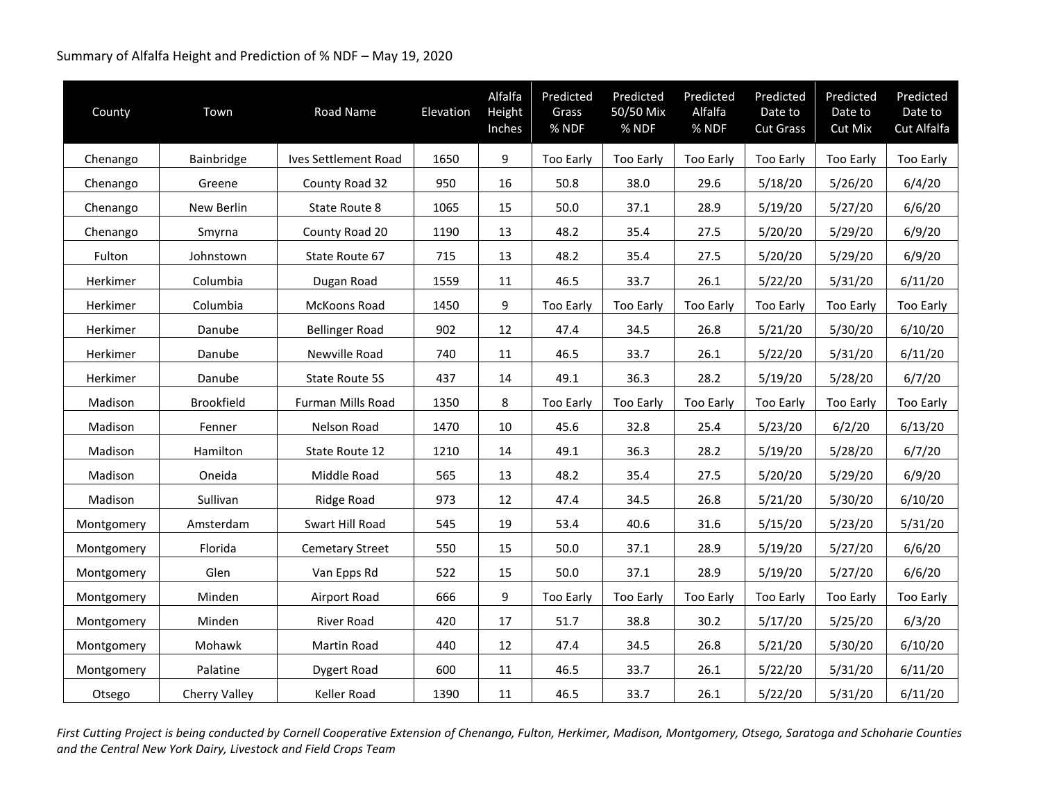Summary of Alfalfa Height and Prediction of % NDF – May 19, 2020

| County | Town | Road Name | Elevation | Alfalfa Height Inches | Predicted Grass % NDF | Predicted 50/50 Mix % NDF | Predicted Alfalfa % NDF | Predicted Date to Cut Grass | Predicted Date to Cut Mix | Predicted Date to Cut Alfalfa |
|---|---|---|---|---|---|---|---|---|---|---|
| Chenango | Bainbridge | Ives Settlement Road | 1650 | 9 | Too Early | Too Early | Too Early | Too Early | Too Early | Too Early |
| Chenango | Greene | County Road 32 | 950 | 16 | 50.8 | 38.0 | 29.6 | 5/18/20 | 5/26/20 | 6/4/20 |
| Chenango | New Berlin | State Route 8 | 1065 | 15 | 50.0 | 37.1 | 28.9 | 5/19/20 | 5/27/20 | 6/6/20 |
| Chenango | Smyrna | County Road 20 | 1190 | 13 | 48.2 | 35.4 | 27.5 | 5/20/20 | 5/29/20 | 6/9/20 |
| Fulton | Johnstown | State Route 67 | 715 | 13 | 48.2 | 35.4 | 27.5 | 5/20/20 | 5/29/20 | 6/9/20 |
| Herkimer | Columbia | Dugan Road | 1559 | 11 | 46.5 | 33.7 | 26.1 | 5/22/20 | 5/31/20 | 6/11/20 |
| Herkimer | Columbia | McKoons Road | 1450 | 9 | Too Early | Too Early | Too Early | Too Early | Too Early | Too Early |
| Herkimer | Danube | Bellinger Road | 902 | 12 | 47.4 | 34.5 | 26.8 | 5/21/20 | 5/30/20 | 6/10/20 |
| Herkimer | Danube | Newville Road | 740 | 11 | 46.5 | 33.7 | 26.1 | 5/22/20 | 5/31/20 | 6/11/20 |
| Herkimer | Danube | State Route 5S | 437 | 14 | 49.1 | 36.3 | 28.2 | 5/19/20 | 5/28/20 | 6/7/20 |
| Madison | Brookfield | Furman Mills Road | 1350 | 8 | Too Early | Too Early | Too Early | Too Early | Too Early | Too Early |
| Madison | Fenner | Nelson Road | 1470 | 10 | 45.6 | 32.8 | 25.4 | 5/23/20 | 6/2/20 | 6/13/20 |
| Madison | Hamilton | State Route 12 | 1210 | 14 | 49.1 | 36.3 | 28.2 | 5/19/20 | 5/28/20 | 6/7/20 |
| Madison | Oneida | Middle Road | 565 | 13 | 48.2 | 35.4 | 27.5 | 5/20/20 | 5/29/20 | 6/9/20 |
| Madison | Sullivan | Ridge Road | 973 | 12 | 47.4 | 34.5 | 26.8 | 5/21/20 | 5/30/20 | 6/10/20 |
| Montgomery | Amsterdam | Swart Hill Road | 545 | 19 | 53.4 | 40.6 | 31.6 | 5/15/20 | 5/23/20 | 5/31/20 |
| Montgomery | Florida | Cemetary Street | 550 | 15 | 50.0 | 37.1 | 28.9 | 5/19/20 | 5/27/20 | 6/6/20 |
| Montgomery | Glen | Van Epps Rd | 522 | 15 | 50.0 | 37.1 | 28.9 | 5/19/20 | 5/27/20 | 6/6/20 |
| Montgomery | Minden | Airport Road | 666 | 9 | Too Early | Too Early | Too Early | Too Early | Too Early | Too Early |
| Montgomery | Minden | River Road | 420 | 17 | 51.7 | 38.8 | 30.2 | 5/17/20 | 5/25/20 | 6/3/20 |
| Montgomery | Mohawk | Martin Road | 440 | 12 | 47.4 | 34.5 | 26.8 | 5/21/20 | 5/30/20 | 6/10/20 |
| Montgomery | Palatine | Dygert Road | 600 | 11 | 46.5 | 33.7 | 26.1 | 5/22/20 | 5/31/20 | 6/11/20 |
| Otsego | Cherry Valley | Keller Road | 1390 | 11 | 46.5 | 33.7 | 26.1 | 5/22/20 | 5/31/20 | 6/11/20 |

*First Cutting Project is being conducted by Cornell Cooperative Extension of Chenango, Fulton, Herkimer, Madison, Montgomery, Otsego, Saratoga and Schoharie Counties and the Central New York Dairy, Livestock and Field Crops Team*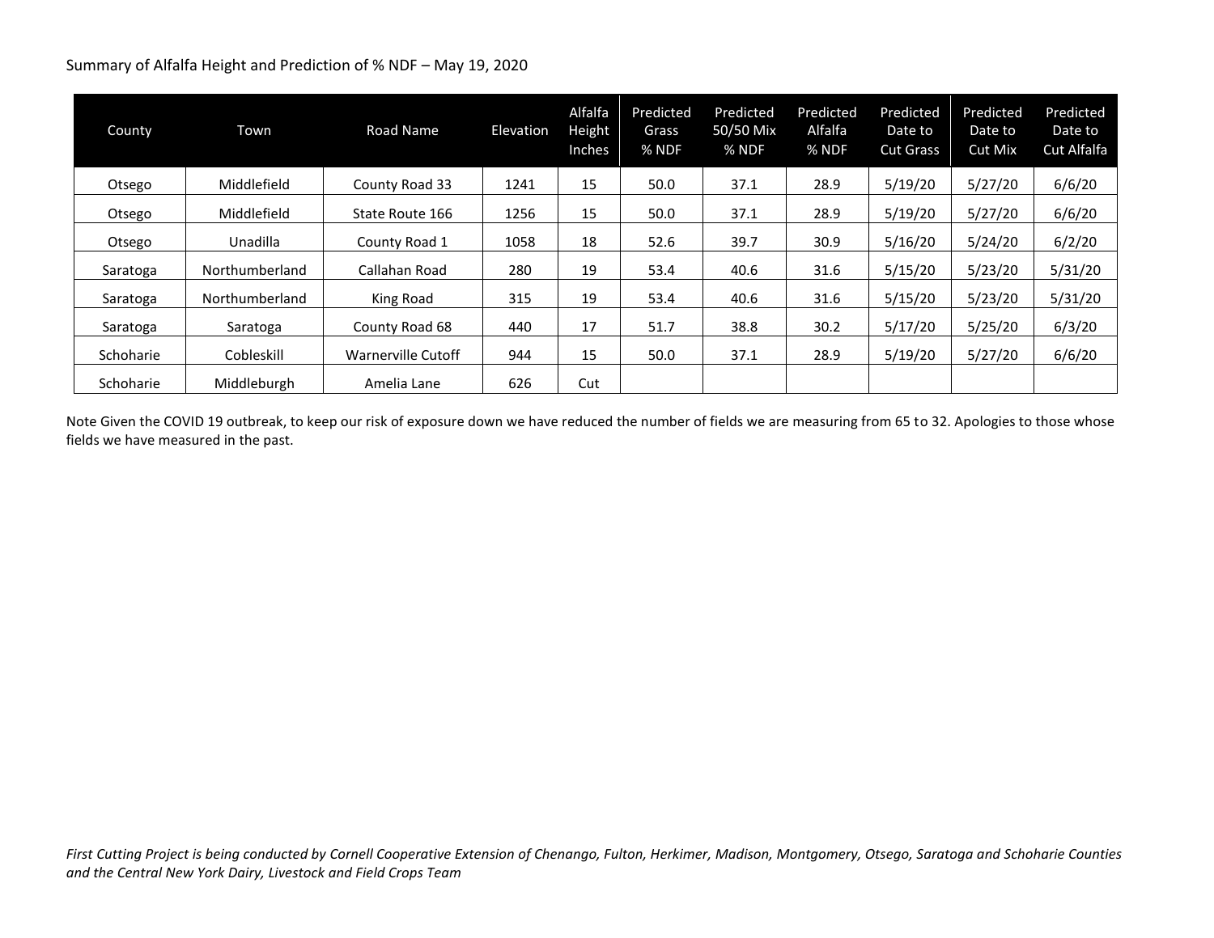Summary of Alfalfa Height and Prediction of % NDF – May 19, 2020

| County | Town | Road Name | Elevation | Alfalfa Height Inches | Predicted Grass % NDF | Predicted 50/50 Mix % NDF | Predicted Alfalfa % NDF | Predicted Date to Cut Grass | Predicted Date to Cut Mix | Predicted Date to Cut Alfalfa |
|---|---|---|---|---|---|---|---|---|---|---|
| Otsego | Middlefield | County Road 33 | 1241 | 15 | 50.0 | 37.1 | 28.9 | 5/19/20 | 5/27/20 | 6/6/20 |
| Otsego | Middlefield | State Route 166 | 1256 | 15 | 50.0 | 37.1 | 28.9 | 5/19/20 | 5/27/20 | 6/6/20 |
| Otsego | Unadilla | County Road 1 | 1058 | 18 | 52.6 | 39.7 | 30.9 | 5/16/20 | 5/24/20 | 6/2/20 |
| Saratoga | Northumberland | Callahan Road | 280 | 19 | 53.4 | 40.6 | 31.6 | 5/15/20 | 5/23/20 | 5/31/20 |
| Saratoga | Northumberland | King Road | 315 | 19 | 53.4 | 40.6 | 31.6 | 5/15/20 | 5/23/20 | 5/31/20 |
| Saratoga | Saratoga | County Road 68 | 440 | 17 | 51.7 | 38.8 | 30.2 | 5/17/20 | 5/25/20 | 6/3/20 |
| Schoharie | Cobleskill | Warnerville Cutoff | 944 | 15 | 50.0 | 37.1 | 28.9 | 5/19/20 | 5/27/20 | 6/6/20 |
| Schoharie | Middleburgh | Amelia Lane | 626 | Cut | | | | | | |

Note Given the COVID 19 outbreak, to keep our risk of exposure down we have reduced the number of fields we are measuring from 65 to 32. Apologies to those whose fields we have measured in the past.

*First Cutting Project is being conducted by Cornell Cooperative Extension of Chenango, Fulton, Herkimer, Madison, Montgomery, Otsego, Saratoga and Schoharie Counties and the Central New York Dairy, Livestock and Field Crops Team*